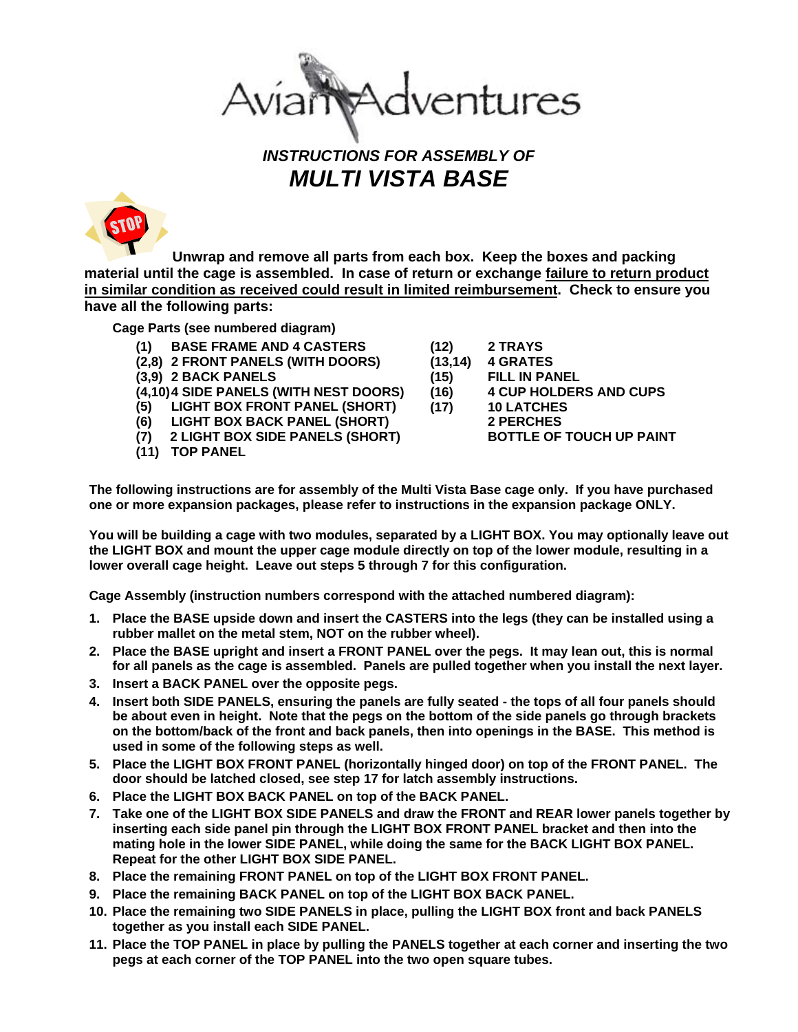# Avian Adventures

### *INSTRUCTIONS FOR ASSEMBLY OF*

## *MULTI VISTA BASE*

**Unwrap and remove all parts from each box. Keep the boxes and packing material until the cage is assembled. In case of return or exchange <u>failure to return product in similar condition as received could result in limited reimbursement</u>. Check to ensure you have all the following parts:**

**Cage Parts (see numbered diagram)**

| | | | |
|---|---|---|---|
| **(1)** | **BASE FRAME AND 4 CASTERS** | **(12)** | **2 TRAYS** |
| **(2,8)** | **2 FRONT PANELS (WITH DOORS)** | **(13,14)** | **4 GRATES** |
| **(3,9)** | **2 BACK PANELS** | **(15)** | **FILL IN PANEL** |
| **(4,10)** | **4 SIDE PANELS (WITH NEST DOORS)** | **(16)** | **4 CUP HOLDERS AND CUPS** |
| **(5)** | **LIGHT BOX FRONT PANEL (SHORT)** | **(17)** | **10 LATCHES** |
| **(6)** | **LIGHT BOX BACK PANEL (SHORT)** | | **2 PERCHES** |
| **(7)** | **2 LIGHT BOX SIDE PANELS (SHORT)** | | **BOTTLE OF TOUCH UP PAINT** |
| **(11)** | **TOP PANEL** | | |

**The following instructions are for assembly of the Multi Vista Base cage only. If you have purchased one or more expansion packages, please refer to instructions in the expansion package ONLY.**

**You will be building a cage with two modules, separated by a LIGHT BOX. You may optionally leave out the LIGHT BOX and mount the upper cage module directly on top of the lower module, resulting in a lower overall cage height. Leave out steps 5 through 7 for this configuration.**

**Cage Assembly (instruction numbers correspond with the attached numbered diagram):**

1. **Place the BASE upside down and insert the CASTERS into the legs (they can be installed using a rubber mallet on the metal stem, NOT on the rubber wheel).**
2. **Place the BASE upright and insert a FRONT PANEL over the pegs. It may lean out, this is normal for all panels as the cage is assembled. Panels are pulled together when you install the next layer.**
3. **Insert a BACK PANEL over the opposite pegs.**
4. **Insert both SIDE PANELS, ensuring the panels are fully seated - the tops of all four panels should be about even in height. Note that the pegs on the bottom of the side panels go through brackets on the bottom/back of the front and back panels, then into openings in the BASE. This method is used in some of the following steps as well.**
5. **Place the LIGHT BOX FRONT PANEL (horizontally hinged door) on top of the FRONT PANEL. The door should be latched closed, see step 17 for latch assembly instructions.**
6. **Place the LIGHT BOX BACK PANEL on top of the BACK PANEL.**
7. **Take one of the LIGHT BOX SIDE PANELS and draw the FRONT and REAR lower panels together by inserting each side panel pin through the LIGHT BOX FRONT PANEL bracket and then into the mating hole in the lower SIDE PANEL, while doing the same for the BACK LIGHT BOX PANEL. Repeat for the other LIGHT BOX SIDE PANEL.**
8. **Place the remaining FRONT PANEL on top of the LIGHT BOX FRONT PANEL.**
9. **Place the remaining BACK PANEL on top of the LIGHT BOX BACK PANEL.**
10. **Place the remaining two SIDE PANELS in place, pulling the LIGHT BOX front and back PANELS together as you install each SIDE PANEL.**
11. **Place the TOP PANEL in place by pulling the PANELS together at each corner and inserting the two pegs at each corner of the TOP PANEL into the two open square tubes.**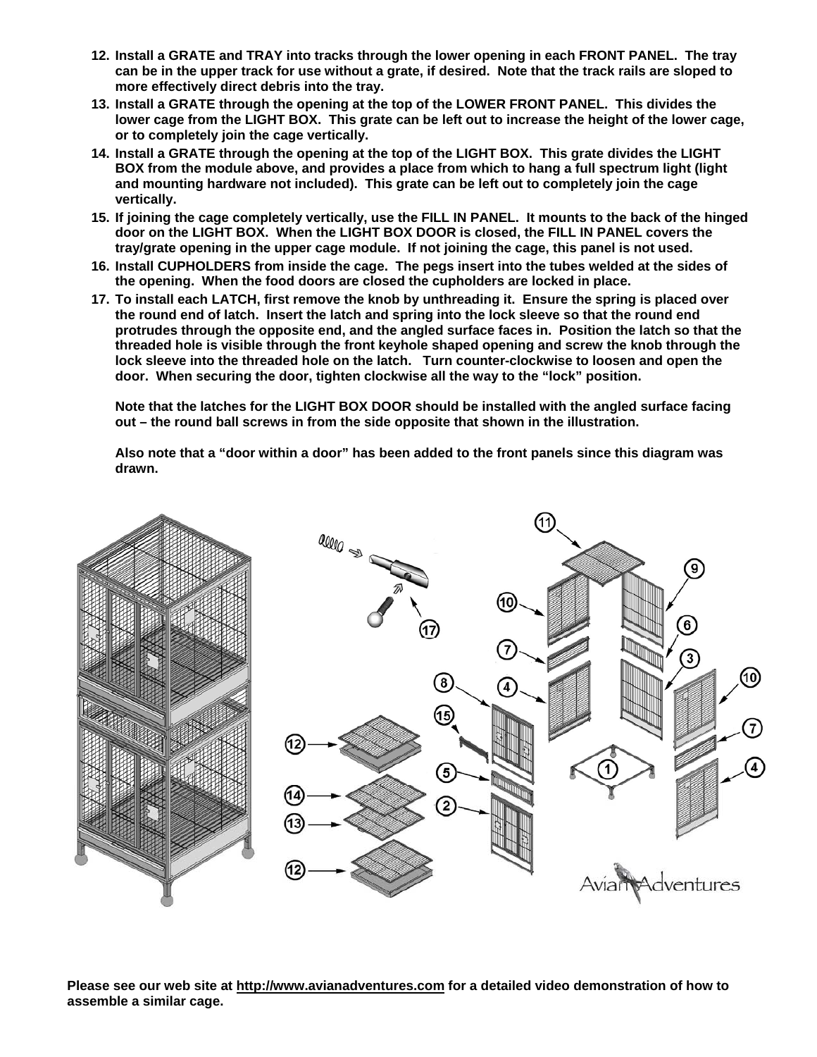12. **Install a GRATE and TRAY into tracks through the lower opening in each FRONT PANEL. The tray can be in the upper track for use without a grate, if desired. Note that the track rails are sloped to more effectively direct debris into the tray.**
13. **Install a GRATE through the opening at the top of the LOWER FRONT PANEL. This divides the lower cage from the LIGHT BOX. This grate can be left out to increase the height of the lower cage, or to completely join the cage vertically.**
14. **Install a GRATE through the opening at the top of the LIGHT BOX. This grate divides the LIGHT BOX from the module above, and provides a place from which to hang a full spectrum light (light and mounting hardware not included). This grate can be left out to completely join the cage vertically.**
15. **If joining the cage completely vertically, use the FILL IN PANEL. It mounts to the back of the hinged door on the LIGHT BOX. When the LIGHT BOX DOOR is closed, the FILL IN PANEL covers the tray/grate opening in the upper cage module. If not joining the cage, this panel is not used.**
16. **Install CUPHOLDERS from inside the cage. The pegs insert into the tubes welded at the sides of the opening. When the food doors are closed the cupholders are locked in place.**
17. **To install each LATCH, first remove the knob by unthreading it. Ensure the spring is placed over the round end of latch. Insert the latch and spring into the lock sleeve so that the round end protrudes through the opposite end, and the angled surface faces in. Position the latch so that the threaded hole is visible through the front keyhole shaped opening and screw the knob through the lock sleeve into the threaded hole on the latch. Turn counter-clockwise to loosen and open the door. When securing the door, tighten clockwise all the way to the "lock" position.**

    **Note that the latches for the LIGHT BOX DOOR should be installed with the angled surface facing out – the round ball screws in from the side opposite that shown in the illustration.**

    **Also note that a "door within a door" has been added to the front panels since this diagram was drawn.**

11
9
10
6
17
7
3
8
4
10
15
7
12
1
4
5
14
2
13
12
Avian Adventures

**Please see our web site at http://www.avianadventures.com for a detailed video demonstration of how to assemble a similar cage.**